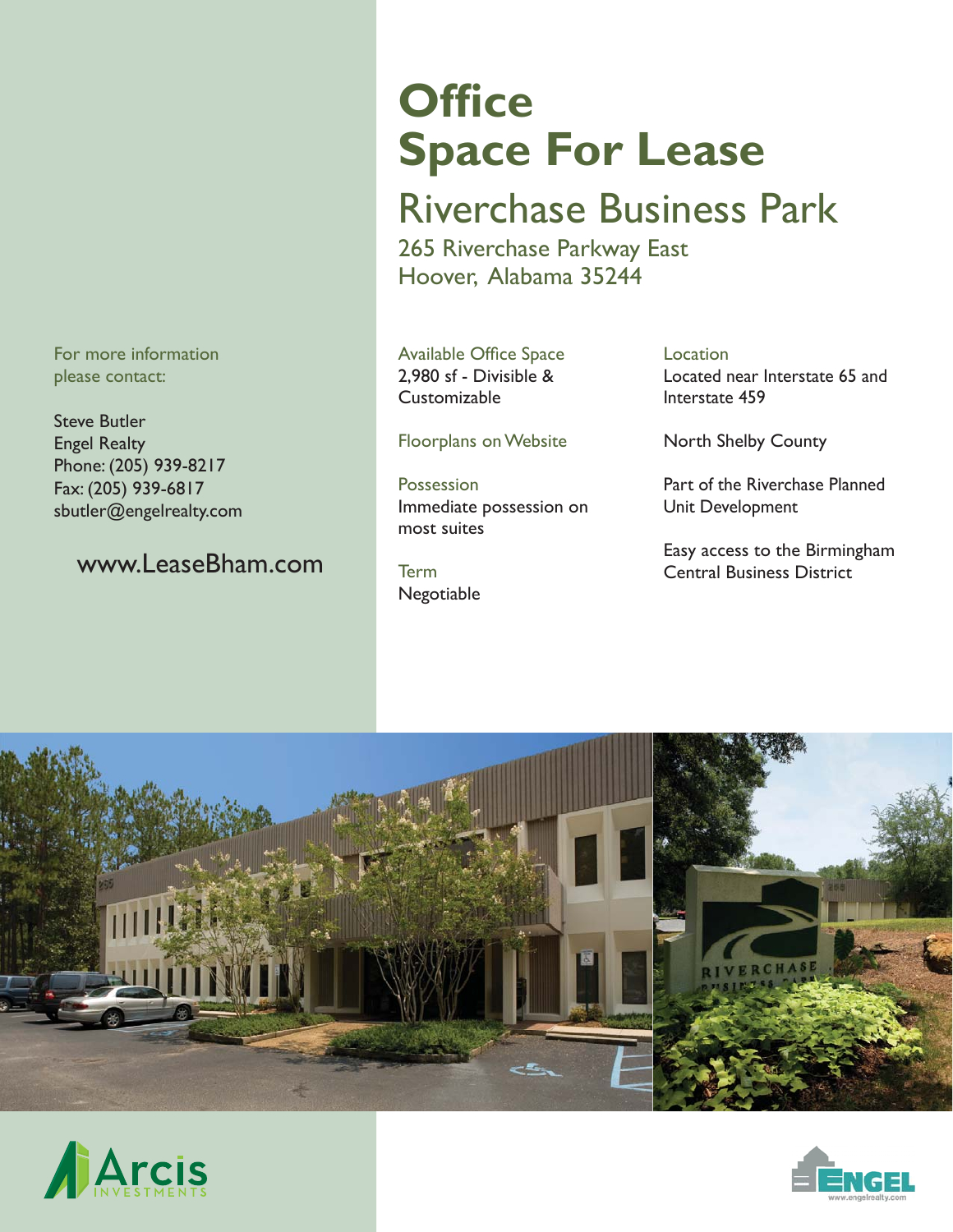# Office Space For Lease

## Riverchase Business Park

265 Riverchase Parkway East
Hoover, Alabama 35244

Available Office Space
2,980 sf - Divisible & Customizable

Floorplans on Website

Possession
Immediate possession on most suites

Term
Negotiable

Location
Located near Interstate 65 and Interstate 459

North Shelby County

Part of the Riverchase Planned Unit Development

Easy access to the Birmingham Central Business District

For more information please contact:

Steve Butler
Engel Realty
Phone: (205) 939-8217
Fax: (205) 939-6817
sbutler@engelrealty.com

www.LeaseBham.com

Arcis INVESTMENTS

ENGEL www.engelrealty.com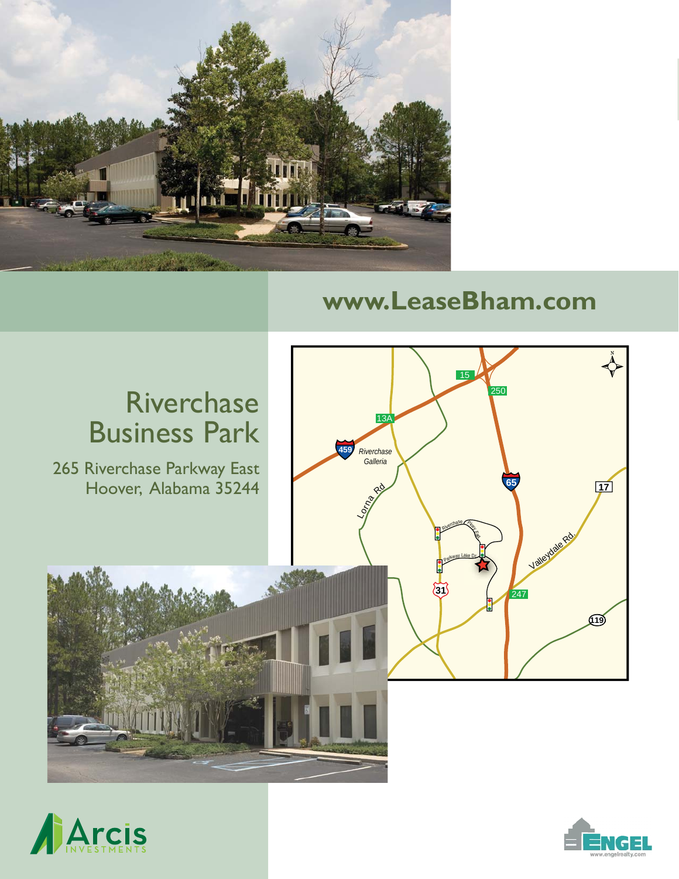**www.LeaseBham.com**

# Riverchase Business Park

265 Riverchase Parkway East
Hoover, Alabama 35244

Arcis INVESTMENTS

ENGEL
www.engelrealty.com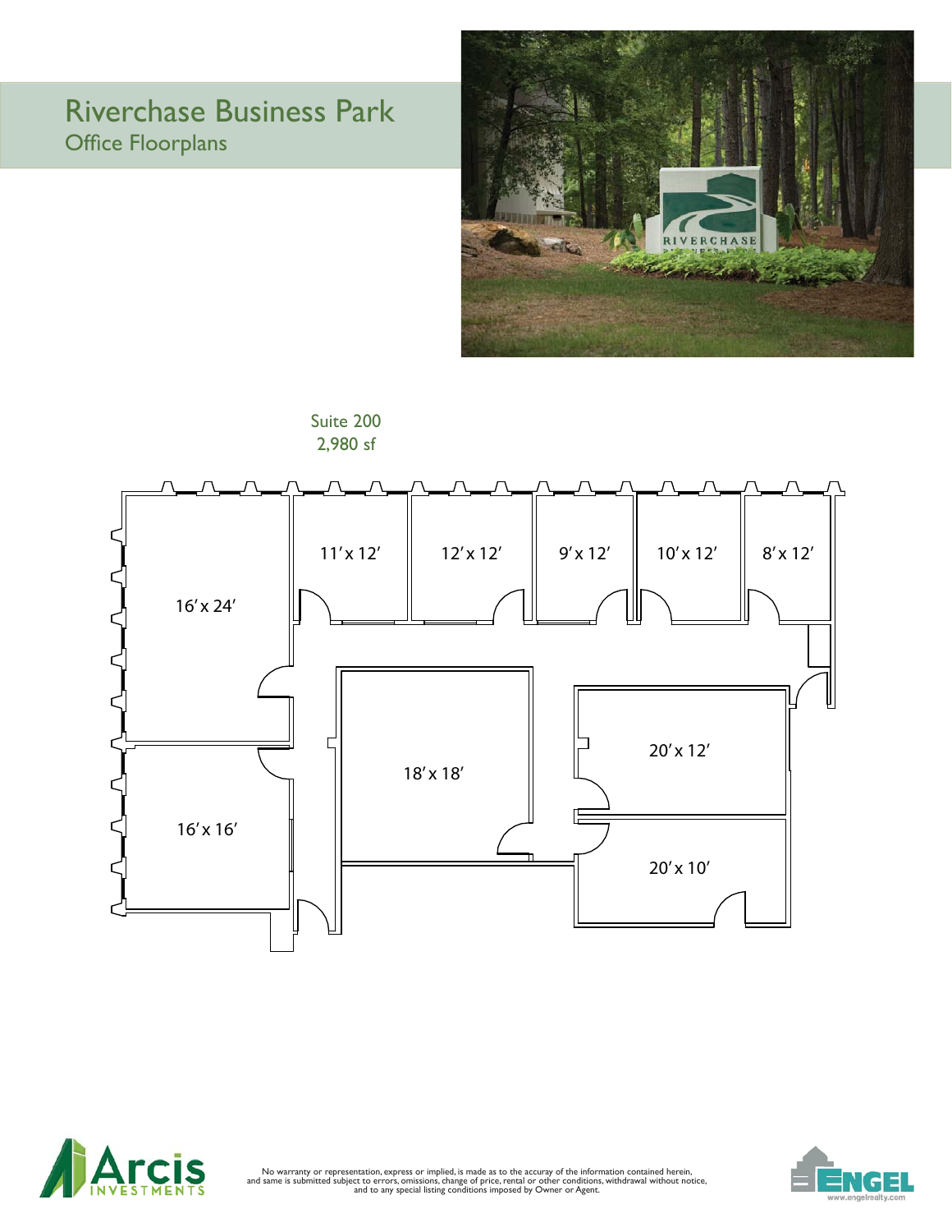# Riverchase Business Park

## Office Floorplans

Suite 200
2,980 sf

16′ x 24′

11′ x 12′

12′ x 12′

9′ x 12′

10′ x 12′

8′ x 12′

18′ x 18′

20′ x 12′

16′ x 16′

20′ x 10′

No warranty or representation, express or implied, is made as to the accuracy of the information contained herein, and same is submitted subject to errors, omissions, change of price, rental or other conditions, withdrawal without notice, and to any special listing conditions imposed by Owner or Agent.